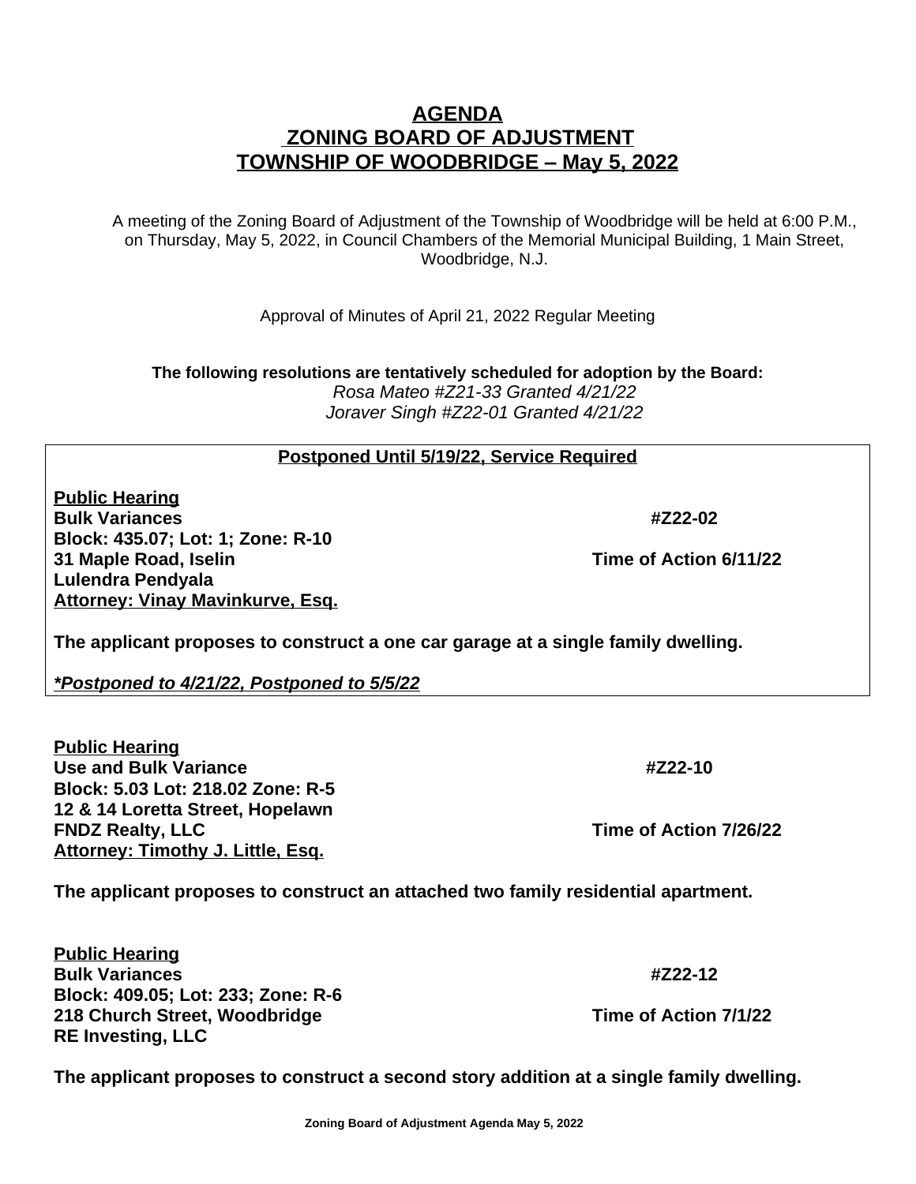# AGENDA
# ZONING BOARD OF ADJUSTMENT
# TOWNSHIP OF WOODBRIDGE – May 5, 2022

A meeting of the Zoning Board of Adjustment of the Township of Woodbridge will be held at 6:00 P.M., on Thursday, May 5, 2022, in Council Chambers of the Memorial Municipal Building, 1 Main Street, Woodbridge, N.J.

Approval of Minutes of April 21, 2022 Regular Meeting

**The following resolutions are tentatively scheduled for adoption by the Board:**

*Rosa Mateo #Z21-33 Granted 4/21/22*
*Joraver Singh #Z22-01 Granted 4/21/22*

---

**Postponed Until 5/19/22, Service Required**

**Public Hearing**
**Bulk Variances** — **#Z22-02**
**Block: 435.07; Lot: 1; Zone: R-10**
**31 Maple Road, Iselin** — **Time of Action 6/11/22**
**Lulendra Pendyala**
**Attorney: Vinay Mavinkurve, Esq.**

**The applicant proposes to construct a one car garage at a single family dwelling.**

***Postponed to 4/21/22, Postponed to 5/5/22***

---

**Public Hearing**
**Use and Bulk Variance** — **#Z22-10**
**Block: 5.03 Lot: 218.02 Zone: R-5**
**12 & 14 Loretta Street, Hopelawn**
**FNDZ Realty, LLC** — **Time of Action 7/26/22**
**Attorney: Timothy J. Little, Esq.**

**The applicant proposes to construct an attached two family residential apartment.**

**Public Hearing**
**Bulk Variances** — **#Z22-12**
**Block: 409.05; Lot: 233; Zone: R-6**
**218 Church Street, Woodbridge** — **Time of Action 7/1/22**
**RE Investing, LLC**

**The applicant proposes to construct a second story addition at a single family dwelling.**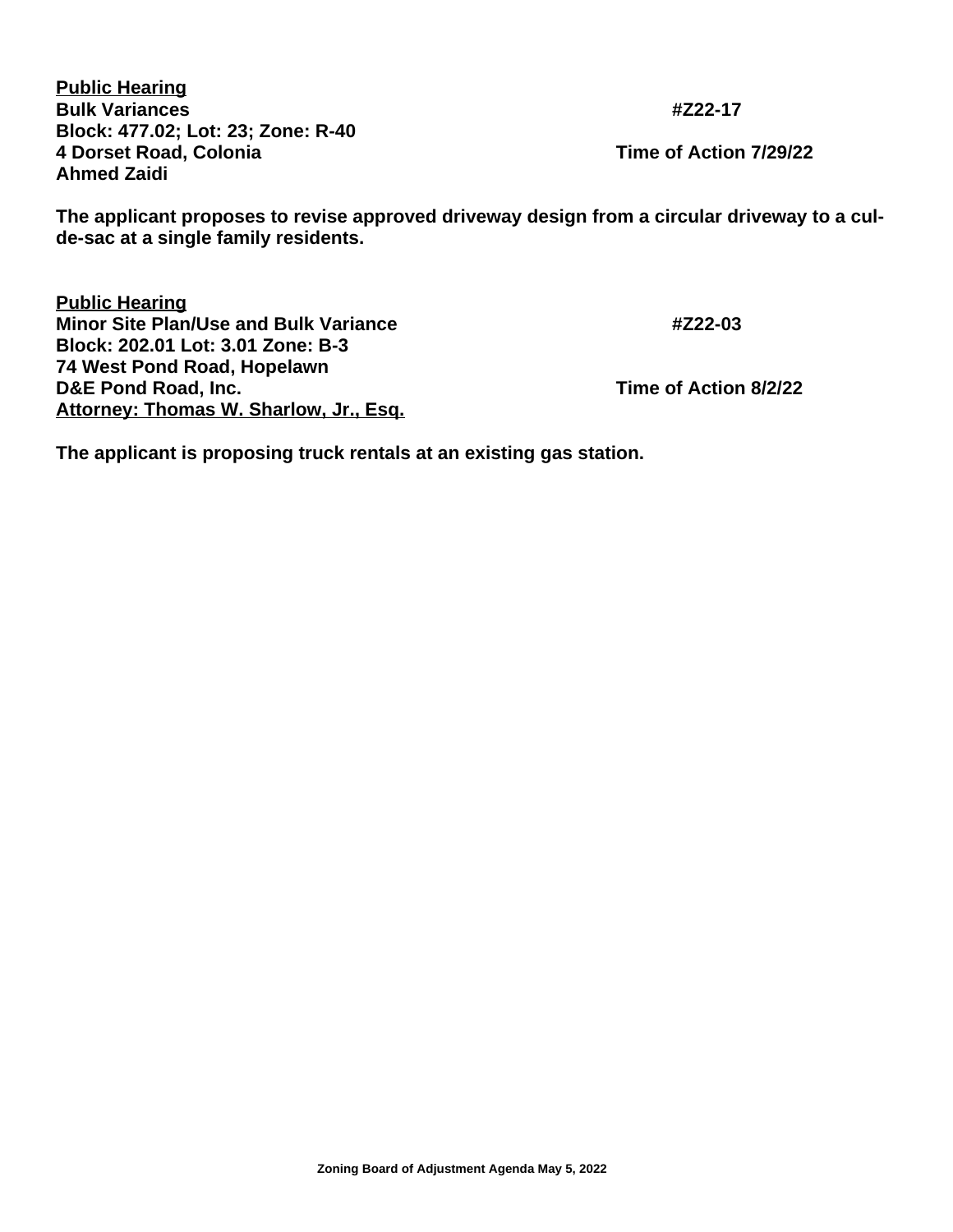**<u>Public Hearing</u>**
**Bulk Variances** **#Z22-17**
**Block: 477.02; Lot: 23; Zone: R-40**
**4 Dorset Road, Colonia** **Time of Action 7/29/22**
**Ahmed Zaidi**

**The applicant proposes to revise approved driveway design from a circular driveway to a cul-de-sac at a single family residents.**

**<u>Public Hearing</u>**
**Minor Site Plan/Use and Bulk Variance** **#Z22-03**
**Block: 202.01 Lot: 3.01 Zone: B-3**
**74 West Pond Road, Hopelawn**
**D&E Pond Road, Inc.** **Time of Action 8/2/22**
**<u>Attorney: Thomas W. Sharlow, Jr., Esq.</u>**

**The applicant is proposing truck rentals at an existing gas station.**